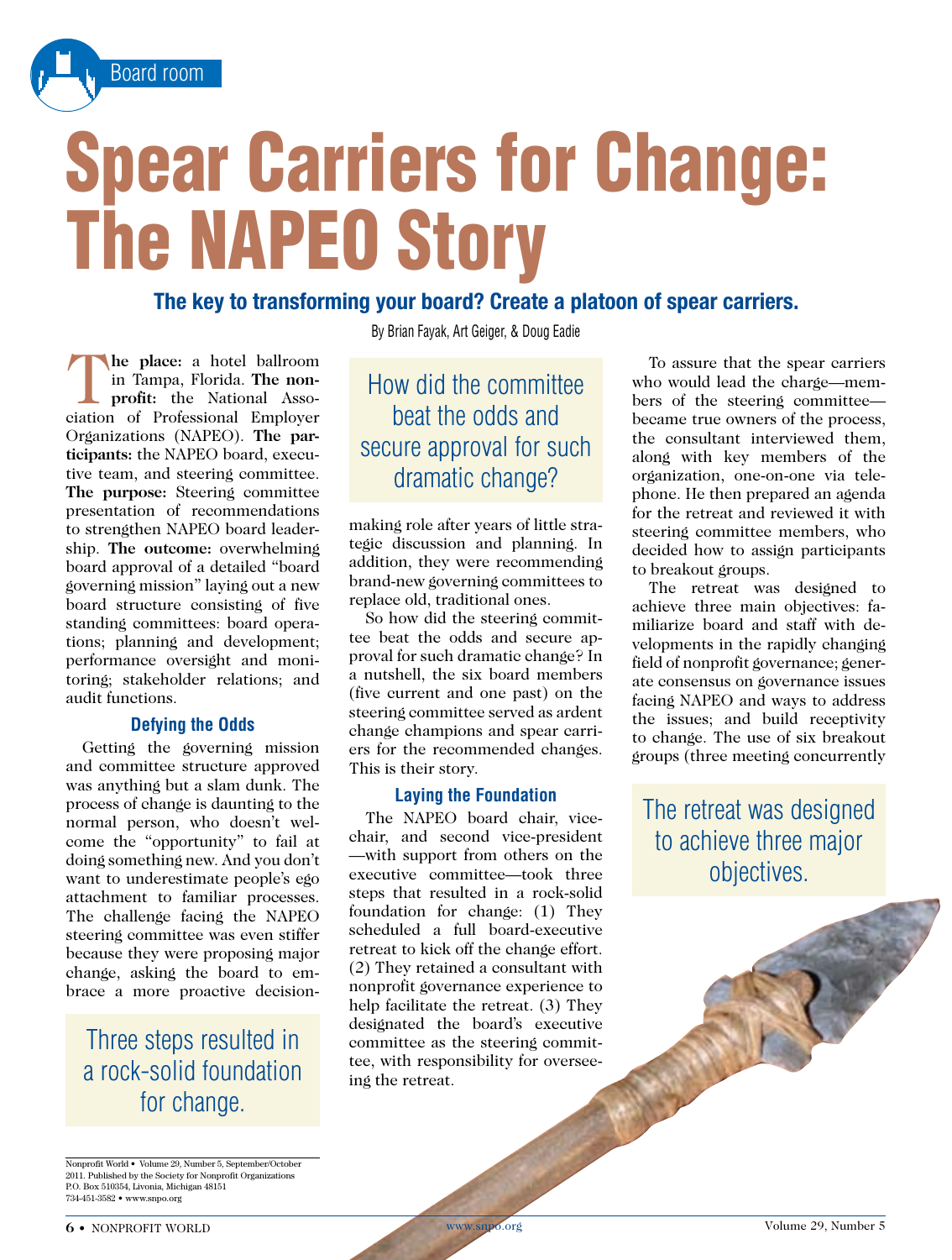Board room

# Spear Carriers for Change: The NAPEO Story

### The key to transforming your board? Create a platoon of spear carriers.

By Brian Fayak, Art Geiger, & Doug Eadie

**The place:** a hotel ballroom in Tampa, Florida. **The nonprofit:** the National Association of Professional Employer Organizations (NAPEO). **The participants:** the NAPEO board, executive team, and steering committee. **The purpose:** Steering committee presentation of recommendations to strengthen NAPEO board leadership. **The outcome:** overwhelming board approval of a detailed "board governing mission" laying out a new board structure consisting of five standing committees: board operations; planning and development; performance oversight and monitoring; stakeholder relations; and audit functions.

#### Defying the Odds

Getting the governing mission and committee structure approved was anything but a slam dunk. The process of change is daunting to the normal person, who doesn't welcome the "opportunity" to fail at doing something new. And you don't want to underestimate people's ego attachment to familiar processes. The challenge facing the NAPEO steering committee was even stiffer because they were proposing major change, asking the board to embrace a more proactive decision-making role after years of little strategic discussion and planning. In addition, they were recommending brand-new governing committees to replace old, traditional ones.

> How did the committee beat the odds and secure approval for such dramatic change?

So how did the steering committee beat the odds and secure approval for such dramatic change? In a nutshell, the six board members (five current and one past) on the steering committee served as ardent change champions and spear carriers for the recommended changes. This is their story.

#### Laying the Foundation

The NAPEO board chair, vice-chair, and second vice-president —with support from others on the executive committee—took three steps that resulted in a rock-solid foundation for change: (1) They scheduled a full board-executive retreat to kick off the change effort. (2) They retained a consultant with nonprofit governance experience to help facilitate the retreat. (3) They designated the board's executive committee as the steering committee, with responsibility for overseeing the retreat.

> Three steps resulted in a rock-solid foundation for change.

To assure that the spear carriers who would lead the charge—members of the steering committee—became true owners of the process, the consultant interviewed them, along with key members of the organization, one-on-one via telephone. He then prepared an agenda for the retreat and reviewed it with steering committee members, who decided how to assign participants to breakout groups.

The retreat was designed to achieve three main objectives: familiarize board and staff with developments in the rapidly changing field of nonprofit governance; generate consensus on governance issues facing NAPEO and ways to address the issues; and build receptivity to change. The use of six breakout groups (three meeting concurrently

> The retreat was designed to achieve three major objectives.

Nonprofit World • Volume 29, Number 5, September/October 2011. Published by the Society for Nonprofit Organizations P.O. Box 510354, Livonia, Michigan 48151 734-451-3582 • www.snpo.org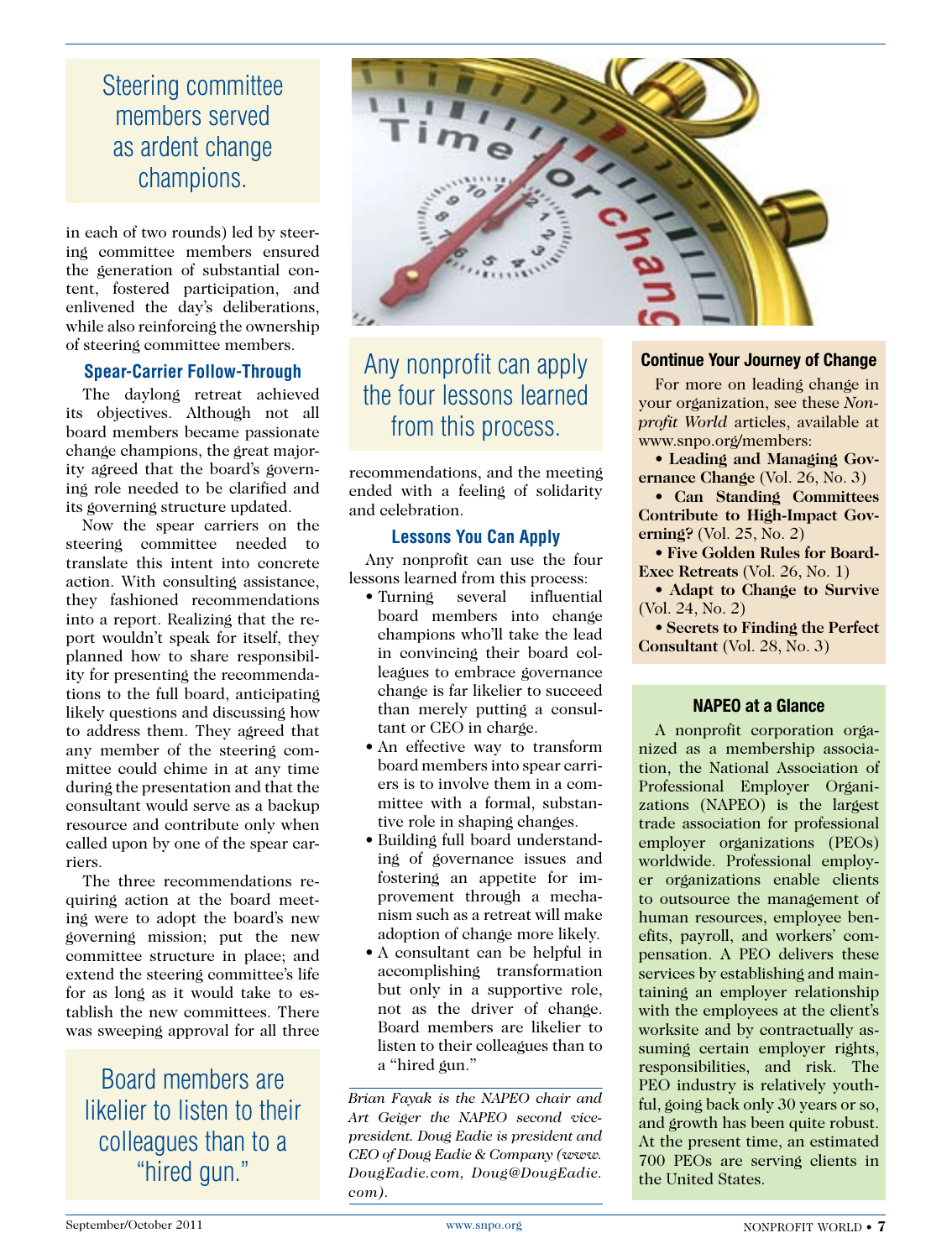> Steering committee members served as ardent change champions.

in each of two rounds) led by steering committee members ensured the generation of substantial content, fostered participation, and enlivened the day's deliberations, while also reinforcing the ownership of steering committee members.

### Spear-Carrier Follow-Through

The daylong retreat achieved its objectives. Although not all board members became passionate change champions, the great majority agreed that the board's governing role needed to be clarified and its governing structure updated.

Now the spear carriers on the steering committee needed to translate this intent into concrete action. With consulting assistance, they fashioned recommendations into a report. Realizing that the report wouldn't speak for itself, they planned how to share responsibility for presenting the recommendations to the full board, anticipating likely questions and discussing how to address them. They agreed that any member of the steering committee could chime in at any time during the presentation and that the consultant would serve as a backup resource and contribute only when called upon by one of the spear carriers.

The three recommendations requiring action at the board meeting were to adopt the board's new governing mission; put the new committee structure in place; and extend the steering committee's life for as long as it would take to establish the new committees. There was sweeping approval for all three recommendations, and the meeting ended with a feeling of solidarity and celebration.

> Board members are likelier to listen to their colleagues than to a "hired gun."

> Any nonprofit can apply the four lessons learned from this process.

### Lessons You Can Apply

Any nonprofit can use the four lessons learned from this process:

- Turning several influential board members into change champions who'll take the lead in convincing their board colleagues to embrace governance change is far likelier to succeed than merely putting a consultant or CEO in charge.
- An effective way to transform board members into spear carriers is to involve them in a committee with a formal, substantive role in shaping changes.
- Building full board understanding of governance issues and fostering an appetite for improvement through a mechanism such as a retreat will make adoption of change more likely.
- A consultant can be helpful in accomplishing transformation but only in a supportive role, not as the driver of change. Board members are likelier to listen to their colleagues than to a "hired gun."

*Brian Fayak is the NAPEO chair and Art Geiger the NAPEO second vice-president. Doug Eadie is president and CEO of Doug Eadie & Company (www.DougEadie.com, Doug@DougEadie.com).*

### Continue Your Journey of Change

For more on leading change in your organization, see these *Nonprofit World* articles, available at www.snpo.org/members:

- **Leading and Managing Governance Change** (Vol. 26, No. 3)
- **Can Standing Committees Contribute to High-Impact Governing?** (Vol. 25, No. 2)
- **Five Golden Rules for Board-Exec Retreats** (Vol. 26, No. 1)
- **Adapt to Change to Survive** (Vol. 24, No. 2)
- **Secrets to Finding the Perfect Consultant** (Vol. 28, No. 3)

### NAPEO at a Glance

A nonprofit corporation organized as a membership association, the National Association of Professional Employer Organizations (NAPEO) is the largest trade association for professional employer organizations (PEOs) worldwide. Professional employer organizations enable clients to outsource the management of human resources, employee benefits, payroll, and workers' compensation. A PEO delivers these services by establishing and maintaining an employer relationship with the employees at the client's worksite and by contractually assuming certain employer rights, responsibilities, and risk. The PEO industry is relatively youthful, going back only 30 years or so, and growth has been quite robust. At the present time, an estimated 700 PEOs are serving clients in the United States.